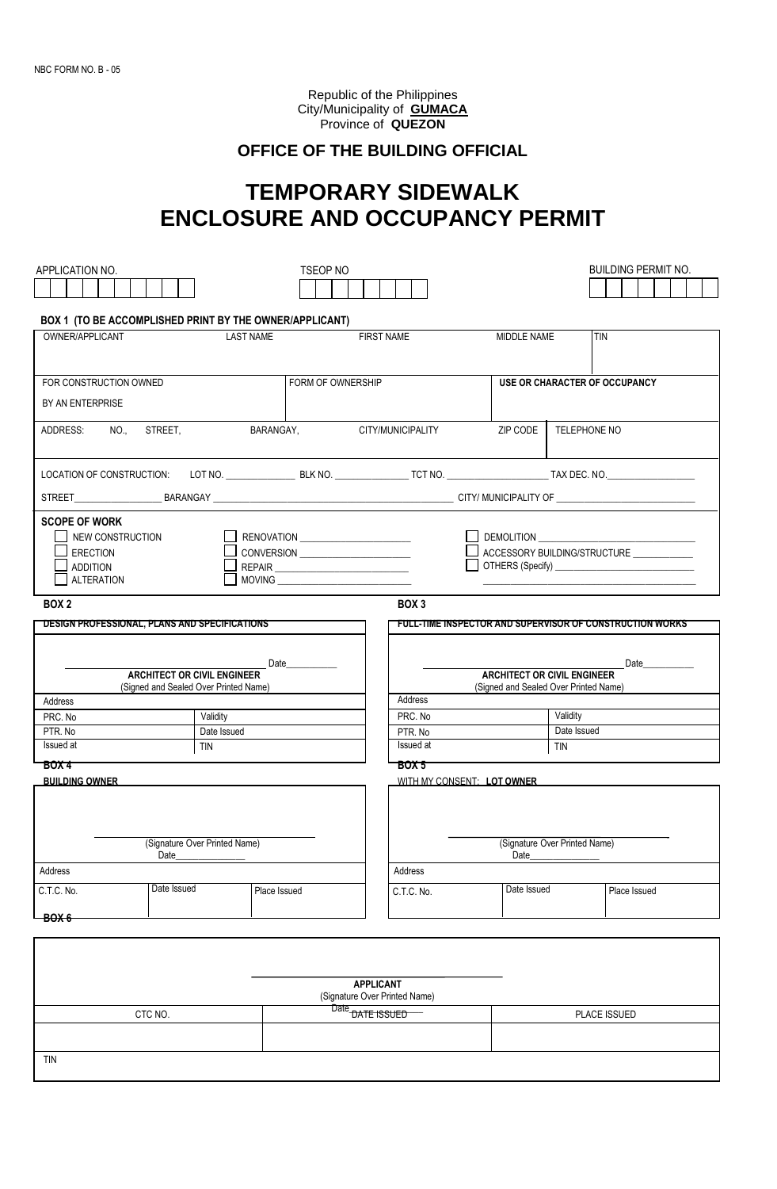NBC FORM NO. B - 05

Republic of the Philippines
City/Municipality of **GUMACA**
Province of **QUEZON**

## OFFICE OF THE BUILDING OFFICIAL

# TEMPORARY SIDEWALK ENCLOSURE AND OCCUPANCY PERMIT

| APPLICATION NO. | TSEOP NO | BUILDING PERMIT NO. |
|---|---|---|
| | | |

**BOX 1 (TO BE ACCOMPLISHED PRINT BY THE OWNER/APPLICANT)**

| OWNER/APPLICANT | LAST NAME | FIRST NAME | MIDDLE NAME | TIN |
|---|---|---|---|---|
| | | | | |

| FOR CONSTRUCTION OWNED BY AN ENTERPRISE | FORM OF OWNERSHIP | **USE OR CHARACTER OF OCCUPANCY** |
|---|---|---|
| | | |

| ADDRESS: NO., STREET, | BARANGAY, | CITY/MUNICIPALITY | ZIP CODE | TELEPHONE NO |
|---|---|---|---|---|
| | | | | |

LOCATION OF CONSTRUCTION: LOT NO. _______________ BLK NO. _______________ TCT NO. ____________________ TAX DEC. NO.__________________

STREET__________________ BARANGAY ______________________________________________ CITY/ MUNICIPALITY OF ____________________________

**SCOPE OF WORK**

- ☐ NEW CONSTRUCTION
- ☐ ERECTION
- ☐ ADDITION
- ☐ ALTERATION
- ☐ RENOVATION ______________________
- ☐ CONVERSION ______________________
- ☐ REPAIR __________________________
- ☐ MOVING __________________________
- ☐ DEMOLITION _______________________________
- ☐ ACCESSORY BUILDING/STRUCTURE ____________
- ☐ OTHERS (Specify) ____________________________

**BOX 2**

**DESIGN PROFESSIONAL, PLANS AND SPECIFICATIONS**

______________________________ Date__________
**ARCHITECT OR CIVIL ENGINEER**
(Signed and Sealed Over Printed Name)

| Address | |
|---|---|
| PRC. No | Validity |
| PTR. No | Date Issued |
| Issued at | TIN |

**BOX 3**

**FULL-TIME INSPECTOR AND SUPERVISOR OF CONSTRUCTION WORKS**

______________________________ Date__________
**ARCHITECT OR CIVIL ENGINEER**
(Signed and Sealed Over Printed Name)

| Address | |
|---|---|
| PRC. No | Validity |
| PTR. No | Date Issued |
| Issued at | TIN |

**BOX 4**

**BUILDING OWNER**

______________________________
(Signature Over Printed Name)
Date______________

| Address | | |
|---|---|---|
| C.T.C. No. | Date Issued | Place Issued |

**BOX 5**

WITH MY CONSENT: **LOT OWNER**

______________________________
(Signature Over Printed Name)
Date______________

| Address | | |
|---|---|---|
| C.T.C. No. | Date Issued | Place Issued |

**BOX 6**

______________________________
**APPLICANT**
(Signature Over Printed Name)

| CTC NO. | Date ~~DATE ISSUED~~ | PLACE ISSUED |
|---|---|---|
| | | |
| TIN | | |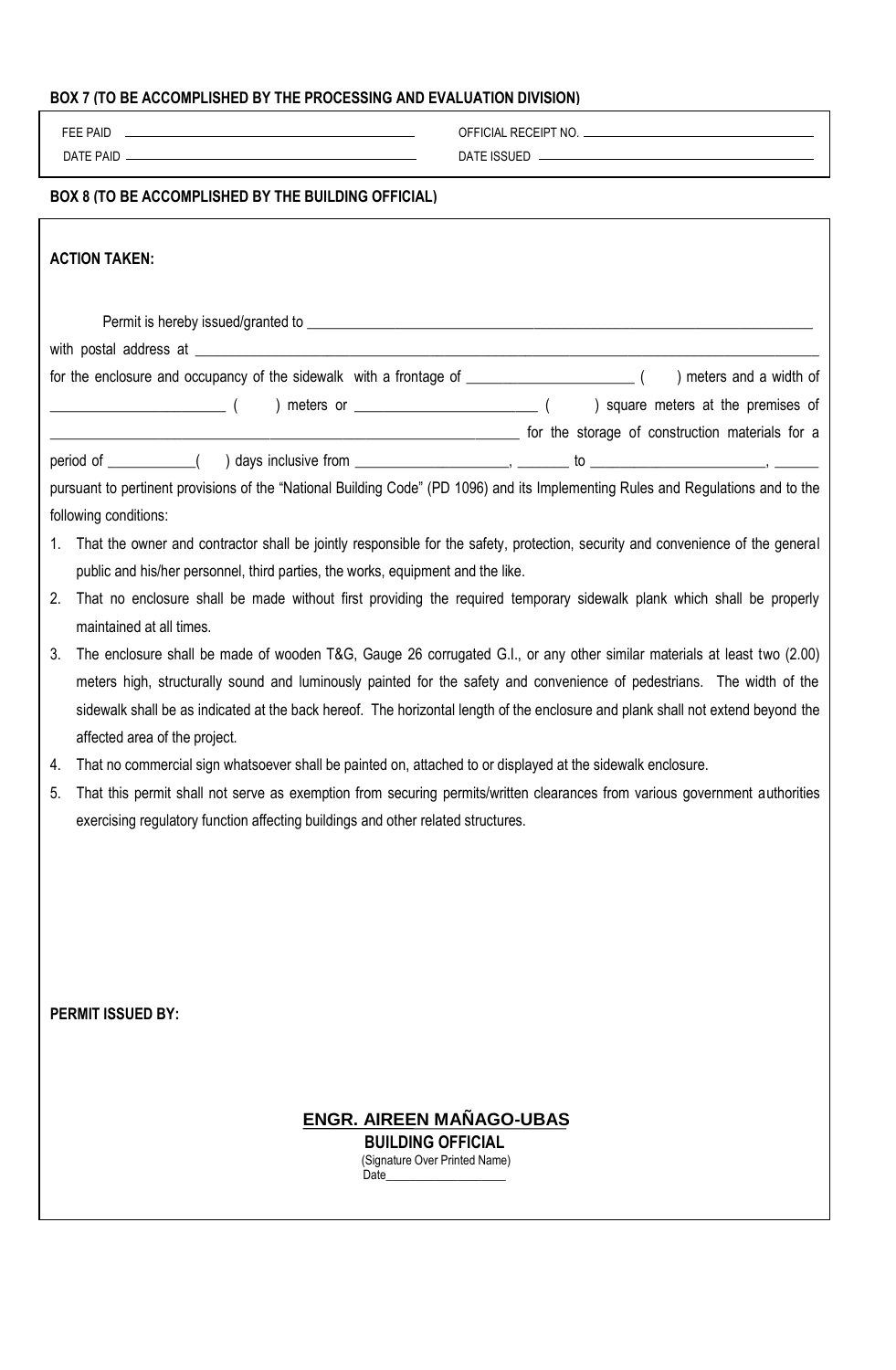**BOX 7 (TO BE ACCOMPLISHED BY THE PROCESSING AND EVALUATION DIVISION)**

FEE PAID ______________________________ OFFICIAL RECEIPT NO. ______________________________

DATE PAID ______________________________ DATE ISSUED ______________________________

**BOX 8 (TO BE ACCOMPLISHED BY THE BUILDING OFFICIAL)**

**ACTION TAKEN:**

Permit is hereby issued/granted to ______________________________________________________________

with postal address at ___________________________________________________________________________

for the enclosure and occupancy of the sidewalk with a frontage of ____________________ (      ) meters and a width of ____________________ (      ) meters or ____________________ (      ) square meters at the premises of ______________________________________________ for the storage of construction materials for a period of __________(    ) days inclusive from __________________, ______ to ____________________, ______ pursuant to pertinent provisions of the "National Building Code" (PD 1096) and its Implementing Rules and Regulations and to the following conditions:

1. That the owner and contractor shall be jointly responsible for the safety, protection, security and convenience of the general public and his/her personnel, third parties, the works, equipment and the like.
2. That no enclosure shall be made without first providing the required temporary sidewalk plank which shall be properly maintained at all times.
3. The enclosure shall be made of wooden T&G, Gauge 26 corrugated G.I., or any other similar materials at least two (2.00) meters high, structurally sound and luminously painted for the safety and convenience of pedestrians. The width of the sidewalk shall be as indicated at the back hereof. The horizontal length of the enclosure and plank shall not extend beyond the affected area of the project.
4. That no commercial sign whatsoever shall be painted on, attached to or displayed at the sidewalk enclosure.
5. That this permit shall not serve as exemption from securing permits/written clearances from various government authorities exercising regulatory function affecting buildings and other related structures.

**PERMIT ISSUED BY:**

**ENGR. AIREEN MAÑAGO-UBAS**
**BUILDING OFFICIAL**
(Signature Over Printed Name)
Date__________________